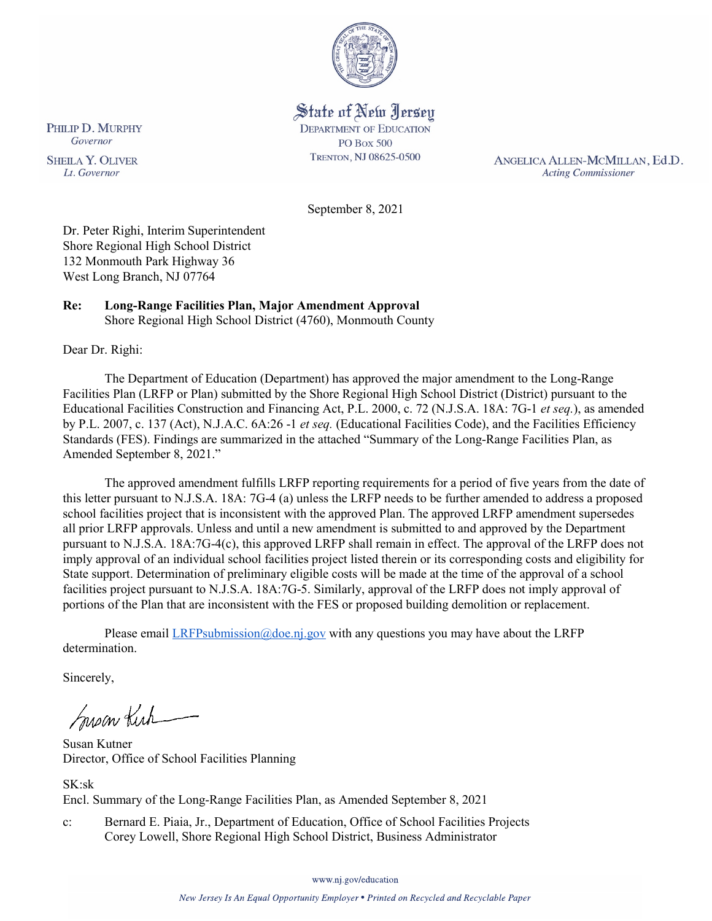State of New Jersey
DEPARTMENT OF EDUCATION
PO Box 500
TRENTON, NJ 08625-0500

PHILIP D. MURPHY
*Governor*

SHEILA Y. OLIVER
*Lt. Governor*

ANGELICA ALLEN-MCMILLAN, Ed.D.
*Acting Commissioner*

September 8, 2021

Dr. Peter Righi, Interim Superintendent
Shore Regional High School District
132 Monmouth Park Highway 36
West Long Branch, NJ 07764

**Re: Long-Range Facilities Plan, Major Amendment Approval**
Shore Regional High School District (4760), Monmouth County

Dear Dr. Righi:

The Department of Education (Department) has approved the major amendment to the Long-Range Facilities Plan (LRFP or Plan) submitted by the Shore Regional High School District (District) pursuant to the Educational Facilities Construction and Financing Act, P.L. 2000, c. 72 (N.J.S.A. 18A: 7G-1 *et seq.*), as amended by P.L. 2007, c. 137 (Act), N.J.A.C. 6A:26 -1 *et seq.* (Educational Facilities Code), and the Facilities Efficiency Standards (FES). Findings are summarized in the attached "Summary of the Long-Range Facilities Plan, as Amended September 8, 2021."

The approved amendment fulfills LRFP reporting requirements for a period of five years from the date of this letter pursuant to N.J.S.A. 18A: 7G-4 (a) unless the LRFP needs to be further amended to address a proposed school facilities project that is inconsistent with the approved Plan. The approved LRFP amendment supersedes all prior LRFP approvals. Unless and until a new amendment is submitted to and approved by the Department pursuant to N.J.S.A. 18A:7G-4(c), this approved LRFP shall remain in effect. The approval of the LRFP does not imply approval of an individual school facilities project listed therein or its corresponding costs and eligibility for State support. Determination of preliminary eligible costs will be made at the time of the approval of a school facilities project pursuant to N.J.S.A. 18A:7G-5. Similarly, approval of the LRFP does not imply approval of portions of the Plan that are inconsistent with the FES or proposed building demolition or replacement.

Please email LRFPsubmission@doe.nj.gov with any questions you may have about the LRFP determination.

Sincerely,

Susan Kutner
Director, Office of School Facilities Planning

SK:sk
Encl. Summary of the Long-Range Facilities Plan, as Amended September 8, 2021

c: Bernard E. Piaia, Jr., Department of Education, Office of School Facilities Projects
Corey Lowell, Shore Regional High School District, Business Administrator

www.nj.gov/education

*New Jersey Is An Equal Opportunity Employer • Printed on Recycled and Recyclable Paper*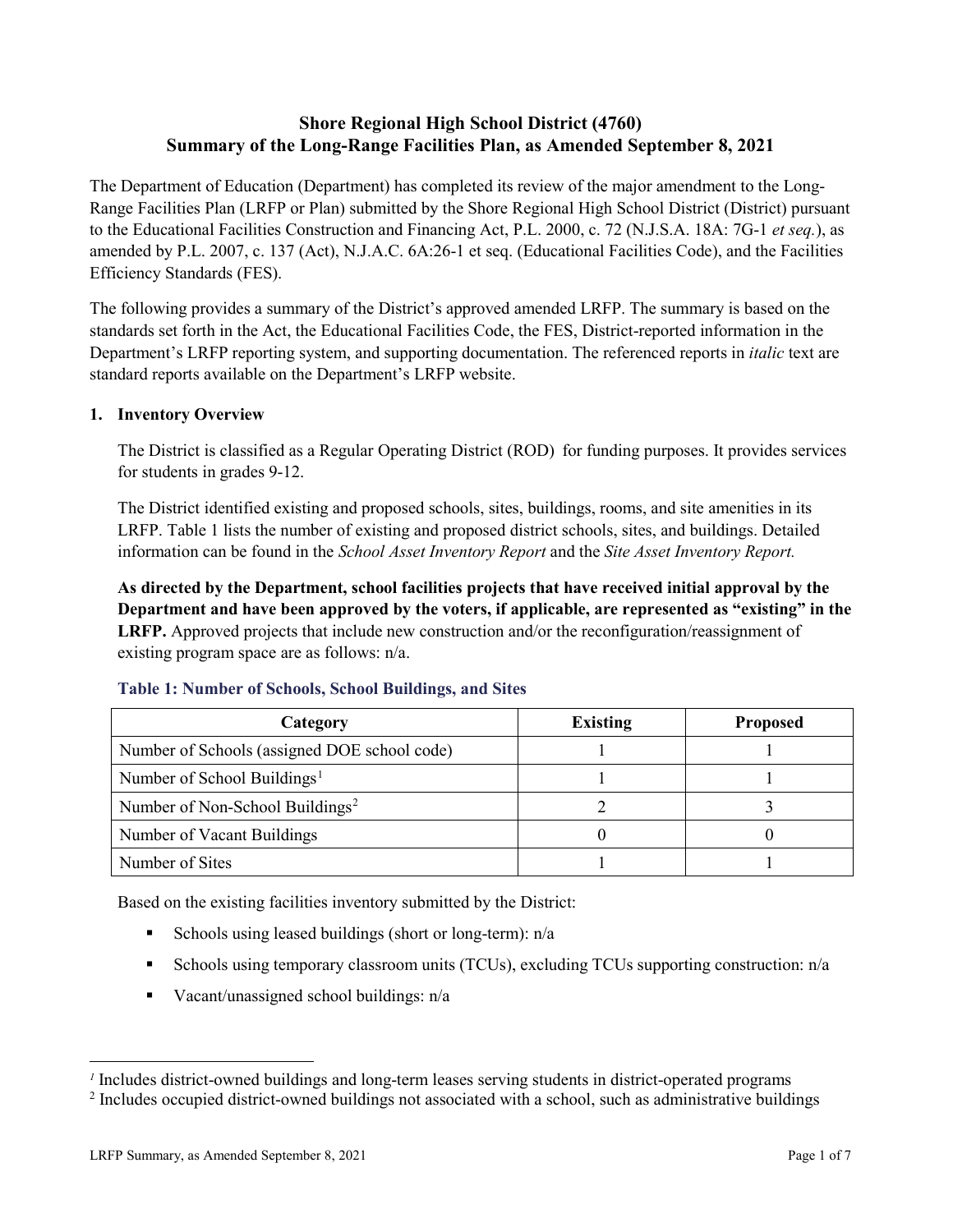# Shore Regional High School District (4760)
# Summary of the Long-Range Facilities Plan, as Amended September 8, 2021

The Department of Education (Department) has completed its review of the major amendment to the Long-Range Facilities Plan (LRFP or Plan) submitted by the Shore Regional High School District (District) pursuant to the Educational Facilities Construction and Financing Act, P.L. 2000, c. 72 (N.J.S.A. 18A: 7G-1 *et seq.*), as amended by P.L. 2007, c. 137 (Act), N.J.A.C. 6A:26-1 et seq. (Educational Facilities Code), and the Facilities Efficiency Standards (FES).

The following provides a summary of the District's approved amended LRFP. The summary is based on the standards set forth in the Act, the Educational Facilities Code, the FES, District-reported information in the Department's LRFP reporting system, and supporting documentation. The referenced reports in *italic* text are standard reports available on the Department's LRFP website.

## 1. Inventory Overview

The District is classified as a Regular Operating District (ROD) for funding purposes. It provides services for students in grades 9-12.

The District identified existing and proposed schools, sites, buildings, rooms, and site amenities in its LRFP. Table 1 lists the number of existing and proposed district schools, sites, and buildings. Detailed information can be found in the *School Asset Inventory Report* and the *Site Asset Inventory Report.*

**As directed by the Department, school facilities projects that have received initial approval by the Department and have been approved by the voters, if applicable, are represented as "existing" in the LRFP.** Approved projects that include new construction and/or the reconfiguration/reassignment of existing program space are as follows: n/a.

### Table 1: Number of Schools, School Buildings, and Sites

| Category | Existing | Proposed |
|---|---|---|
| Number of Schools (assigned DOE school code) | 1 | 1 |
| Number of School Buildings[1] | 1 | 1 |
| Number of Non-School Buildings[2] | 2 | 3 |
| Number of Vacant Buildings | 0 | 0 |
| Number of Sites | 1 | 1 |

Based on the existing facilities inventory submitted by the District:

- Schools using leased buildings (short or long-term): n/a
- Schools using temporary classroom units (TCUs), excluding TCUs supporting construction: n/a
- Vacant/unassigned school buildings: n/a

[1] Includes district-owned buildings and long-term leases serving students in district-operated programs

[2] Includes occupied district-owned buildings not associated with a school, such as administrative buildings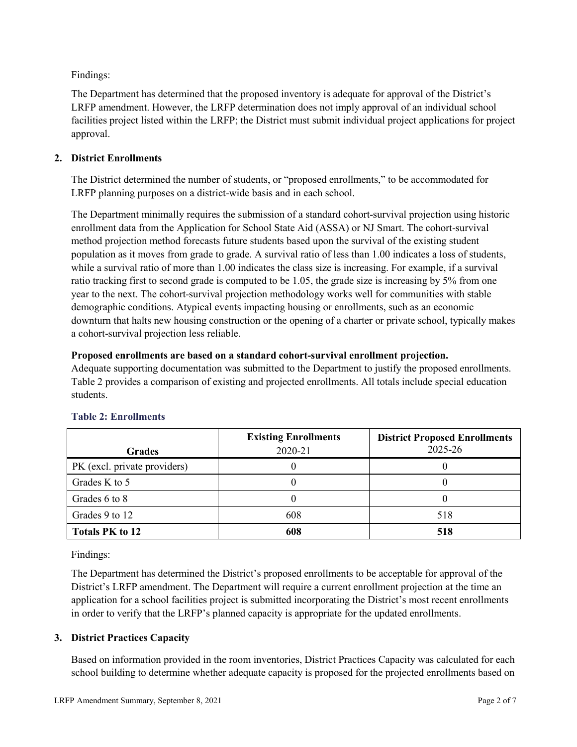Findings:

The Department has determined that the proposed inventory is adequate for approval of the District's LRFP amendment. However, the LRFP determination does not imply approval of an individual school facilities project listed within the LRFP; the District must submit individual project applications for project approval.

## 2. District Enrollments

The District determined the number of students, or "proposed enrollments," to be accommodated for LRFP planning purposes on a district-wide basis and in each school.

The Department minimally requires the submission of a standard cohort-survival projection using historic enrollment data from the Application for School State Aid (ASSA) or NJ Smart. The cohort-survival method projection method forecasts future students based upon the survival of the existing student population as it moves from grade to grade. A survival ratio of less than 1.00 indicates a loss of students, while a survival ratio of more than 1.00 indicates the class size is increasing. For example, if a survival ratio tracking first to second grade is computed to be 1.05, the grade size is increasing by 5% from one year to the next. The cohort-survival projection methodology works well for communities with stable demographic conditions. Atypical events impacting housing or enrollments, such as an economic downturn that halts new housing construction or the opening of a charter or private school, typically makes a cohort-survival projection less reliable.

**Proposed enrollments are based on a standard cohort-survival enrollment projection.**
Adequate supporting documentation was submitted to the Department to justify the proposed enrollments. Table 2 provides a comparison of existing and projected enrollments. All totals include special education students.

### Table 2: Enrollments

| Grades | **Existing Enrollments** 2020-21 | **District Proposed Enrollments** 2025-26 |
|---|---|---|
| PK (excl. private providers) | 0 | 0 |
| Grades K to 5 | 0 | 0 |
| Grades 6 to 8 | 0 | 0 |
| Grades 9 to 12 | 608 | 518 |
| **Totals PK to 12** | **608** | **518** |

Findings:

The Department has determined the District's proposed enrollments to be acceptable for approval of the District's LRFP amendment. The Department will require a current enrollment projection at the time an application for a school facilities project is submitted incorporating the District's most recent enrollments in order to verify that the LRFP's planned capacity is appropriate for the updated enrollments.

## 3. District Practices Capacity

Based on information provided in the room inventories, District Practices Capacity was calculated for each school building to determine whether adequate capacity is proposed for the projected enrollments based on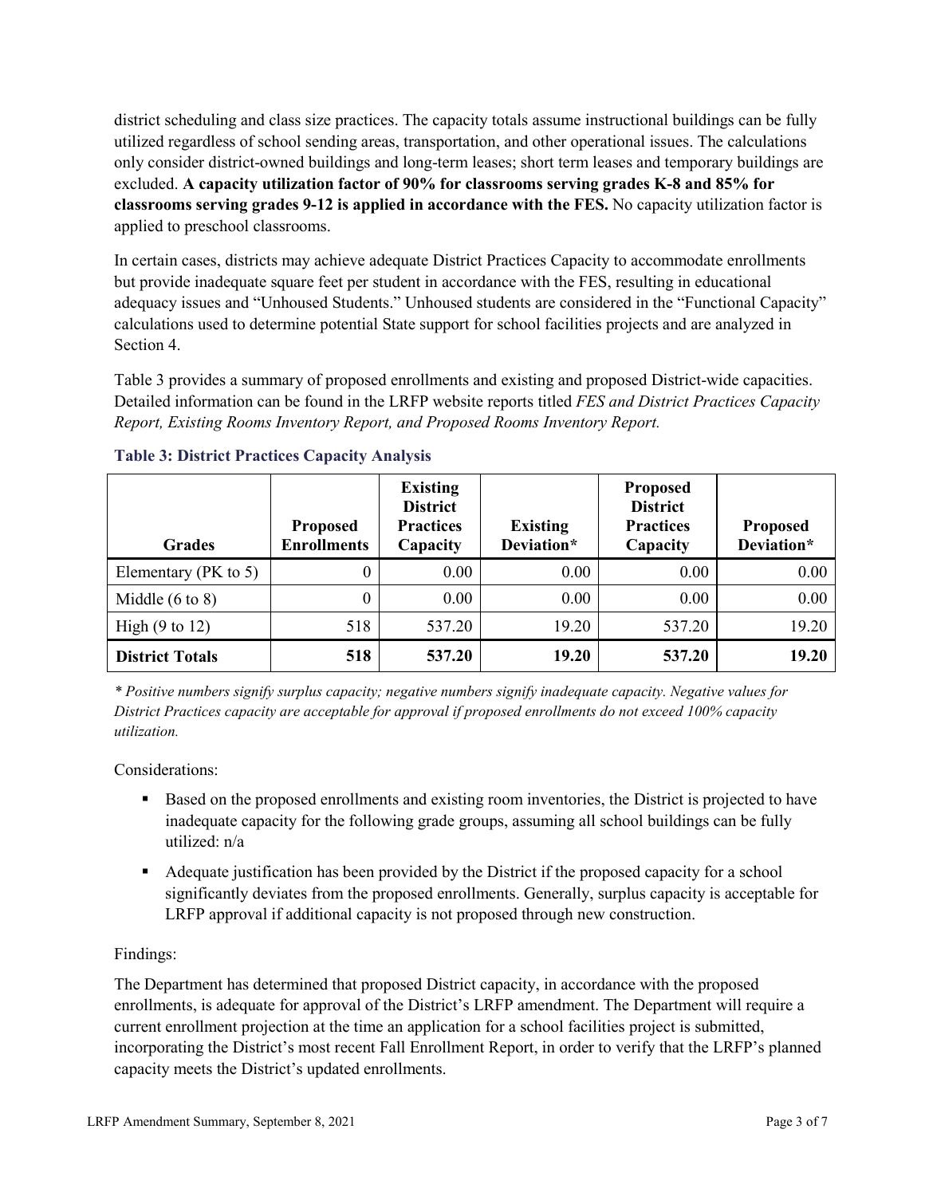district scheduling and class size practices. The capacity totals assume instructional buildings can be fully utilized regardless of school sending areas, transportation, and other operational issues. The calculations only consider district-owned buildings and long-term leases; short term leases and temporary buildings are excluded. **A capacity utilization factor of 90% for classrooms serving grades K-8 and 85% for classrooms serving grades 9-12 is applied in accordance with the FES.** No capacity utilization factor is applied to preschool classrooms.

In certain cases, districts may achieve adequate District Practices Capacity to accommodate enrollments but provide inadequate square feet per student in accordance with the FES, resulting in educational adequacy issues and "Unhoused Students." Unhoused students are considered in the "Functional Capacity" calculations used to determine potential State support for school facilities projects and are analyzed in Section 4.

Table 3 provides a summary of proposed enrollments and existing and proposed District-wide capacities. Detailed information can be found in the LRFP website reports titled *FES and District Practices Capacity Report, Existing Rooms Inventory Report, and Proposed Rooms Inventory Report.*

### Table 3: District Practices Capacity Analysis

| Grades | Proposed Enrollments | Existing District Practices Capacity | Existing Deviation* | Proposed District Practices Capacity | Proposed Deviation* |
|---|---|---|---|---|---|
| Elementary (PK to 5) | 0 | 0.00 | 0.00 | 0.00 | 0.00 |
| Middle (6 to 8) | 0 | 0.00 | 0.00 | 0.00 | 0.00 |
| High (9 to 12) | 518 | 537.20 | 19.20 | 537.20 | 19.20 |
| **District Totals** | **518** | **537.20** | **19.20** | **537.20** | **19.20** |

*\* Positive numbers signify surplus capacity; negative numbers signify inadequate capacity. Negative values for District Practices capacity are acceptable for approval if proposed enrollments do not exceed 100% capacity utilization.*

Considerations:

- Based on the proposed enrollments and existing room inventories, the District is projected to have inadequate capacity for the following grade groups, assuming all school buildings can be fully utilized: n/a
- Adequate justification has been provided by the District if the proposed capacity for a school significantly deviates from the proposed enrollments. Generally, surplus capacity is acceptable for LRFP approval if additional capacity is not proposed through new construction.

Findings:

The Department has determined that proposed District capacity, in accordance with the proposed enrollments, is adequate for approval of the District's LRFP amendment. The Department will require a current enrollment projection at the time an application for a school facilities project is submitted, incorporating the District's most recent Fall Enrollment Report, in order to verify that the LRFP's planned capacity meets the District's updated enrollments.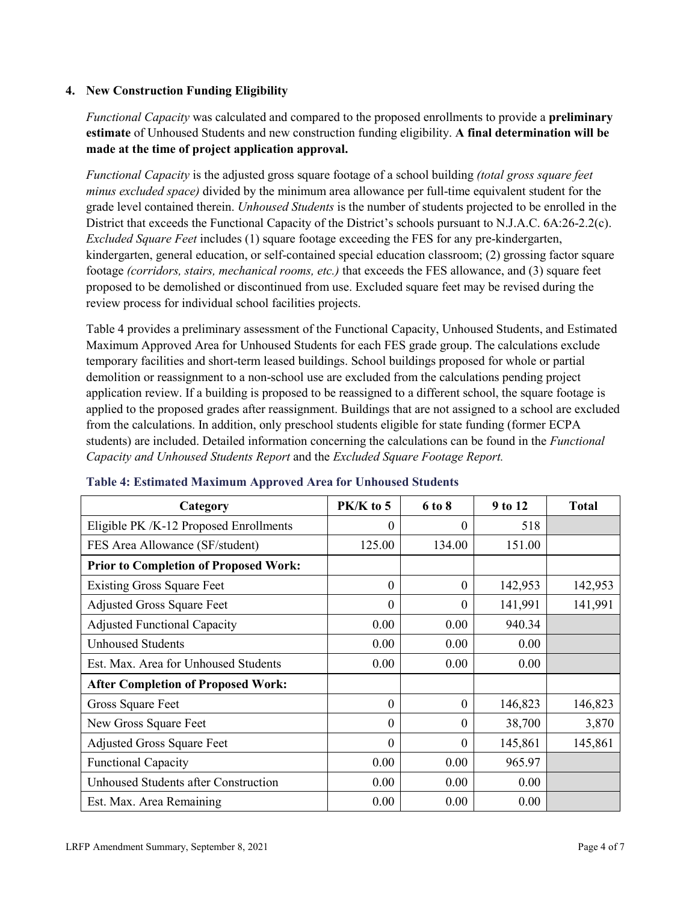### 4. New Construction Funding Eligibility

*Functional Capacity* was calculated and compared to the proposed enrollments to provide a **preliminary estimate** of Unhoused Students and new construction funding eligibility. **A final determination will be made at the time of project application approval.**

*Functional Capacity* is the adjusted gross square footage of a school building *(total gross square feet minus excluded space)* divided by the minimum area allowance per full-time equivalent student for the grade level contained therein. *Unhoused Students* is the number of students projected to be enrolled in the District that exceeds the Functional Capacity of the District's schools pursuant to N.J.A.C. 6A:26-2.2(c). *Excluded Square Feet* includes (1) square footage exceeding the FES for any pre-kindergarten, kindergarten, general education, or self-contained special education classroom; (2) grossing factor square footage *(corridors, stairs, mechanical rooms, etc.)* that exceeds the FES allowance, and (3) square feet proposed to be demolished or discontinued from use. Excluded square feet may be revised during the review process for individual school facilities projects.

Table 4 provides a preliminary assessment of the Functional Capacity, Unhoused Students, and Estimated Maximum Approved Area for Unhoused Students for each FES grade group. The calculations exclude temporary facilities and short-term leased buildings. School buildings proposed for whole or partial demolition or reassignment to a non-school use are excluded from the calculations pending project application review. If a building is proposed to be reassigned to a different school, the square footage is applied to the proposed grades after reassignment. Buildings that are not assigned to a school are excluded from the calculations. In addition, only preschool students eligible for state funding (former ECPA students) are included. Detailed information concerning the calculations can be found in the *Functional Capacity and Unhoused Students Report* and the *Excluded Square Footage Report.*

**Table 4: Estimated Maximum Approved Area for Unhoused Students**

| Category | PK/K to 5 | 6 to 8 | 9 to 12 | Total |
|---|---|---|---|---|
| Eligible PK /K-12 Proposed Enrollments | 0 | 0 | 518 | |
| FES Area Allowance (SF/student) | 125.00 | 134.00 | 151.00 | |
| **Prior to Completion of Proposed Work:** | | | | |
| Existing Gross Square Feet | 0 | 0 | 142,953 | 142,953 |
| Adjusted Gross Square Feet | 0 | 0 | 141,991 | 141,991 |
| Adjusted Functional Capacity | 0.00 | 0.00 | 940.34 | |
| Unhoused Students | 0.00 | 0.00 | 0.00 | |
| Est. Max. Area for Unhoused Students | 0.00 | 0.00 | 0.00 | |
| **After Completion of Proposed Work:** | | | | |
| Gross Square Feet | 0 | 0 | 146,823 | 146,823 |
| New Gross Square Feet | 0 | 0 | 38,700 | 3,870 |
| Adjusted Gross Square Feet | 0 | 0 | 145,861 | 145,861 |
| Functional Capacity | 0.00 | 0.00 | 965.97 | |
| Unhoused Students after Construction | 0.00 | 0.00 | 0.00 | |
| Est. Max. Area Remaining | 0.00 | 0.00 | 0.00 | |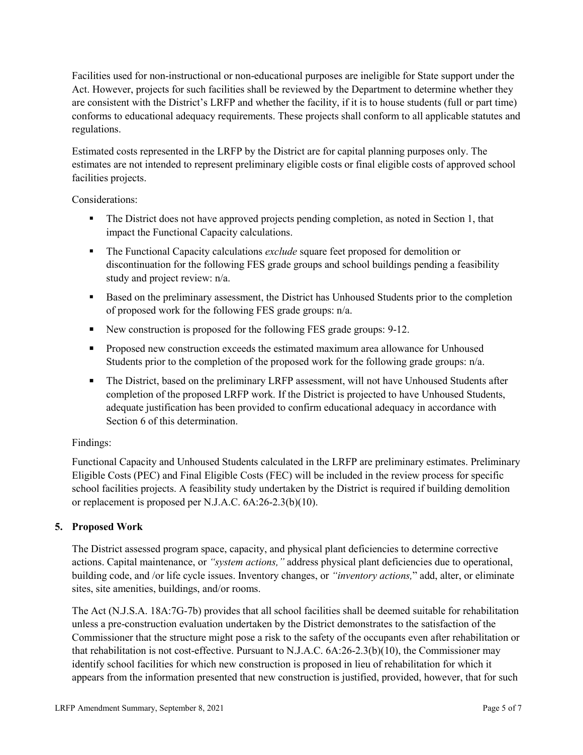Facilities used for non-instructional or non-educational purposes are ineligible for State support under the Act. However, projects for such facilities shall be reviewed by the Department to determine whether they are consistent with the District's LRFP and whether the facility, if it is to house students (full or part time) conforms to educational adequacy requirements. These projects shall conform to all applicable statutes and regulations.

Estimated costs represented in the LRFP by the District are for capital planning purposes only. The estimates are not intended to represent preliminary eligible costs or final eligible costs of approved school facilities projects.

Considerations:

- The District does not have approved projects pending completion, as noted in Section 1, that impact the Functional Capacity calculations.
- The Functional Capacity calculations *exclude* square feet proposed for demolition or discontinuation for the following FES grade groups and school buildings pending a feasibility study and project review: n/a.
- Based on the preliminary assessment, the District has Unhoused Students prior to the completion of proposed work for the following FES grade groups: n/a.
- New construction is proposed for the following FES grade groups: 9-12.
- Proposed new construction exceeds the estimated maximum area allowance for Unhoused Students prior to the completion of the proposed work for the following grade groups: n/a.
- The District, based on the preliminary LRFP assessment, will not have Unhoused Students after completion of the proposed LRFP work. If the District is projected to have Unhoused Students, adequate justification has been provided to confirm educational adequacy in accordance with Section 6 of this determination.

Findings:

Functional Capacity and Unhoused Students calculated in the LRFP are preliminary estimates. Preliminary Eligible Costs (PEC) and Final Eligible Costs (FEC) will be included in the review process for specific school facilities projects. A feasibility study undertaken by the District is required if building demolition or replacement is proposed per N.J.A.C. 6A:26-2.3(b)(10).

## 5. Proposed Work

The District assessed program space, capacity, and physical plant deficiencies to determine corrective actions. Capital maintenance, or *"system actions,"* address physical plant deficiencies due to operational, building code, and /or life cycle issues. Inventory changes, or *"inventory actions,"* add, alter, or eliminate sites, site amenities, buildings, and/or rooms.

The Act (N.J.S.A. 18A:7G-7b) provides that all school facilities shall be deemed suitable for rehabilitation unless a pre-construction evaluation undertaken by the District demonstrates to the satisfaction of the Commissioner that the structure might pose a risk to the safety of the occupants even after rehabilitation or that rehabilitation is not cost-effective. Pursuant to N.J.A.C. 6A:26-2.3(b)(10), the Commissioner may identify school facilities for which new construction is proposed in lieu of rehabilitation for which it appears from the information presented that new construction is justified, provided, however, that for such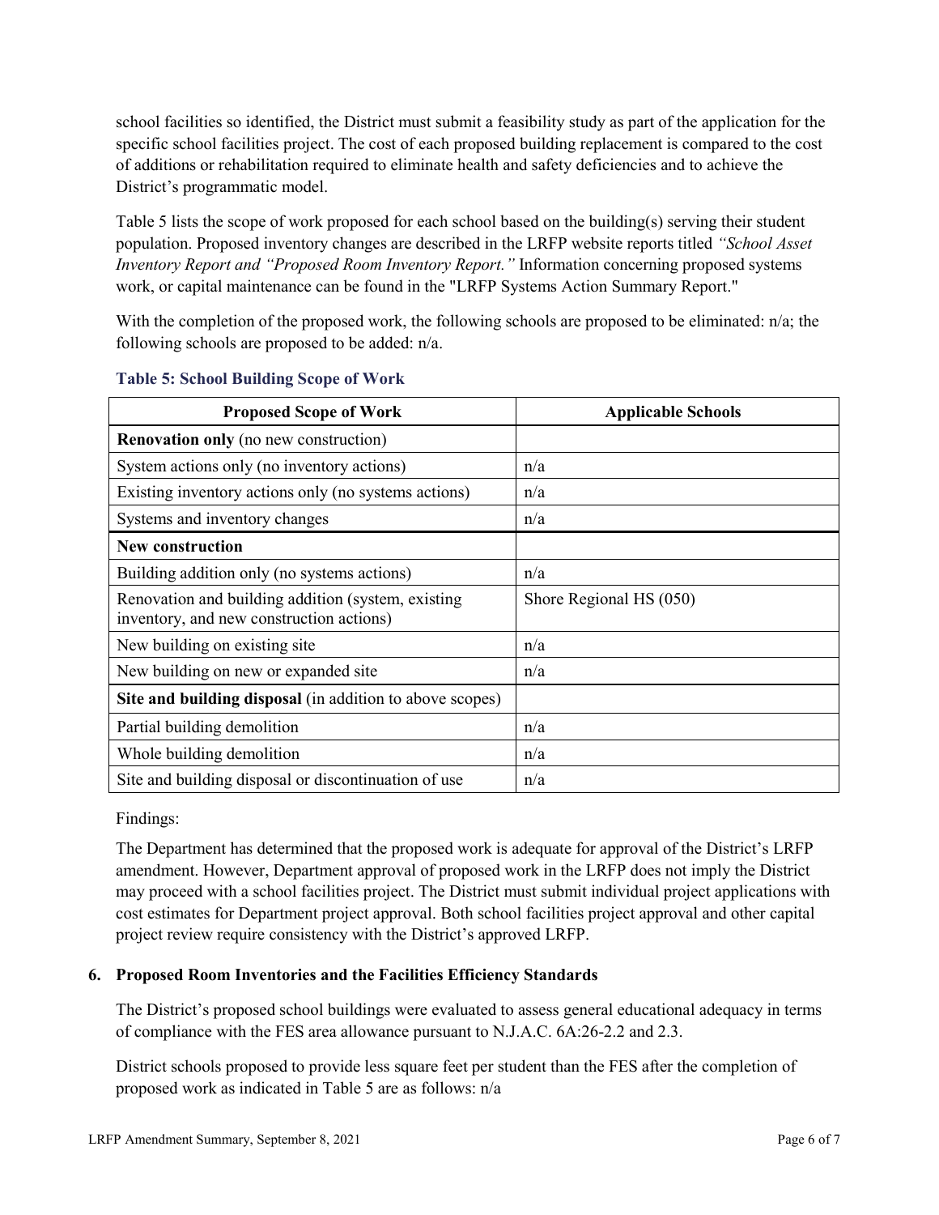school facilities so identified, the District must submit a feasibility study as part of the application for the specific school facilities project. The cost of each proposed building replacement is compared to the cost of additions or rehabilitation required to eliminate health and safety deficiencies and to achieve the District's programmatic model.

Table 5 lists the scope of work proposed for each school based on the building(s) serving their student population. Proposed inventory changes are described in the LRFP website reports titled *"School Asset Inventory Report and "Proposed Room Inventory Report."* Information concerning proposed systems work, or capital maintenance can be found in the "LRFP Systems Action Summary Report."

With the completion of the proposed work, the following schools are proposed to be eliminated: n/a; the following schools are proposed to be added: n/a.

**Table 5: School Building Scope of Work**

| Proposed Scope of Work | Applicable Schools |
|---|---|
| **Renovation only** (no new construction) | |
| System actions only (no inventory actions) | n/a |
| Existing inventory actions only (no systems actions) | n/a |
| Systems and inventory changes | n/a |
| **New construction** | |
| Building addition only (no systems actions) | n/a |
| Renovation and building addition (system, existing inventory, and new construction actions) | Shore Regional HS (050) |
| New building on existing site | n/a |
| New building on new or expanded site | n/a |
| **Site and building disposal** (in addition to above scopes) | |
| Partial building demolition | n/a |
| Whole building demolition | n/a |
| Site and building disposal or discontinuation of use | n/a |

Findings:

The Department has determined that the proposed work is adequate for approval of the District's LRFP amendment. However, Department approval of proposed work in the LRFP does not imply the District may proceed with a school facilities project. The District must submit individual project applications with cost estimates for Department project approval. Both school facilities project approval and other capital project review require consistency with the District's approved LRFP.

### 6. Proposed Room Inventories and the Facilities Efficiency Standards

The District's proposed school buildings were evaluated to assess general educational adequacy in terms of compliance with the FES area allowance pursuant to N.J.A.C. 6A:26-2.2 and 2.3.

District schools proposed to provide less square feet per student than the FES after the completion of proposed work as indicated in Table 5 are as follows: n/a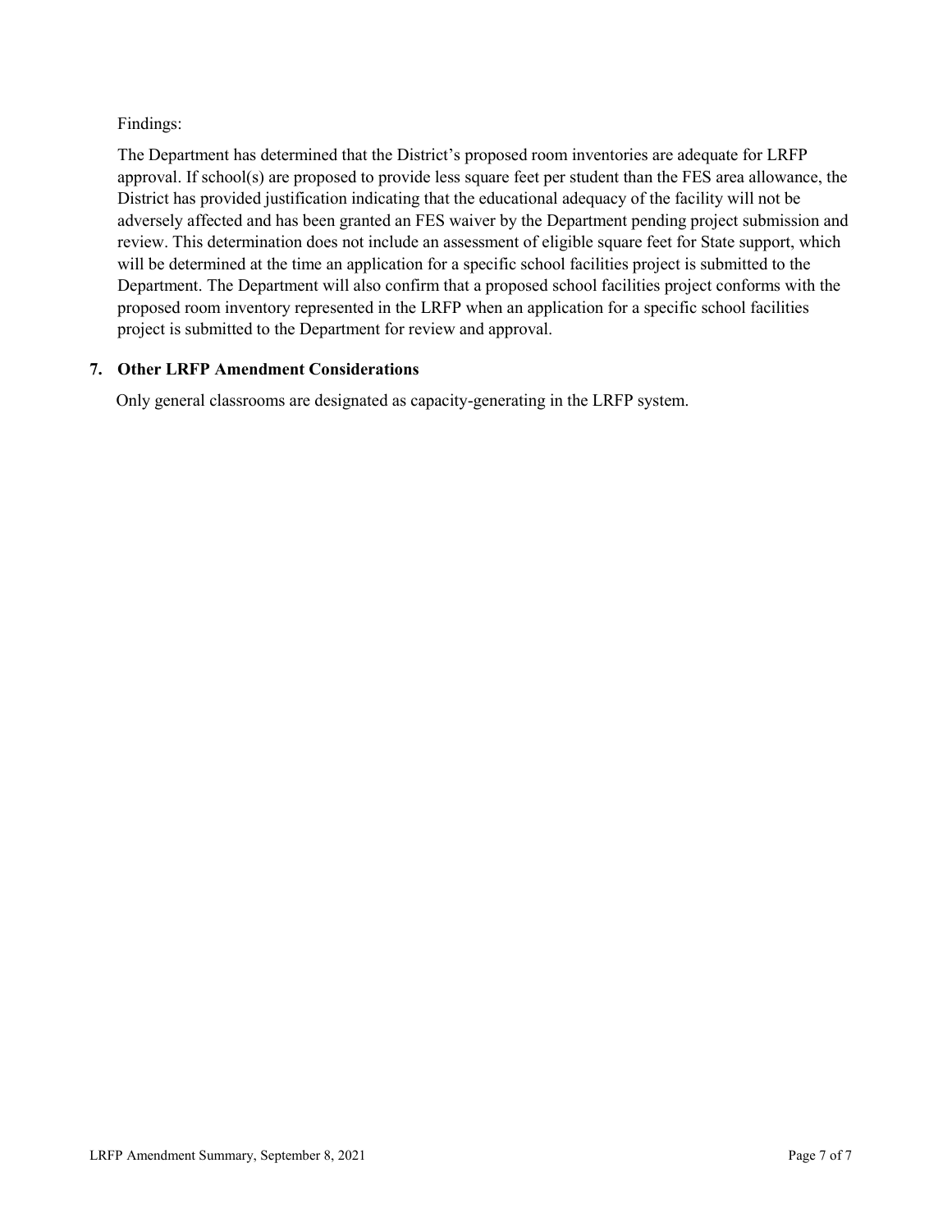Findings:

The Department has determined that the District's proposed room inventories are adequate for LRFP approval. If school(s) are proposed to provide less square feet per student than the FES area allowance, the District has provided justification indicating that the educational adequacy of the facility will not be adversely affected and has been granted an FES waiver by the Department pending project submission and review. This determination does not include an assessment of eligible square feet for State support, which will be determined at the time an application for a specific school facilities project is submitted to the Department. The Department will also confirm that a proposed school facilities project conforms with the proposed room inventory represented in the LRFP when an application for a specific school facilities project is submitted to the Department for review and approval.

### 7. Other LRFP Amendment Considerations

Only general classrooms are designated as capacity-generating in the LRFP system.